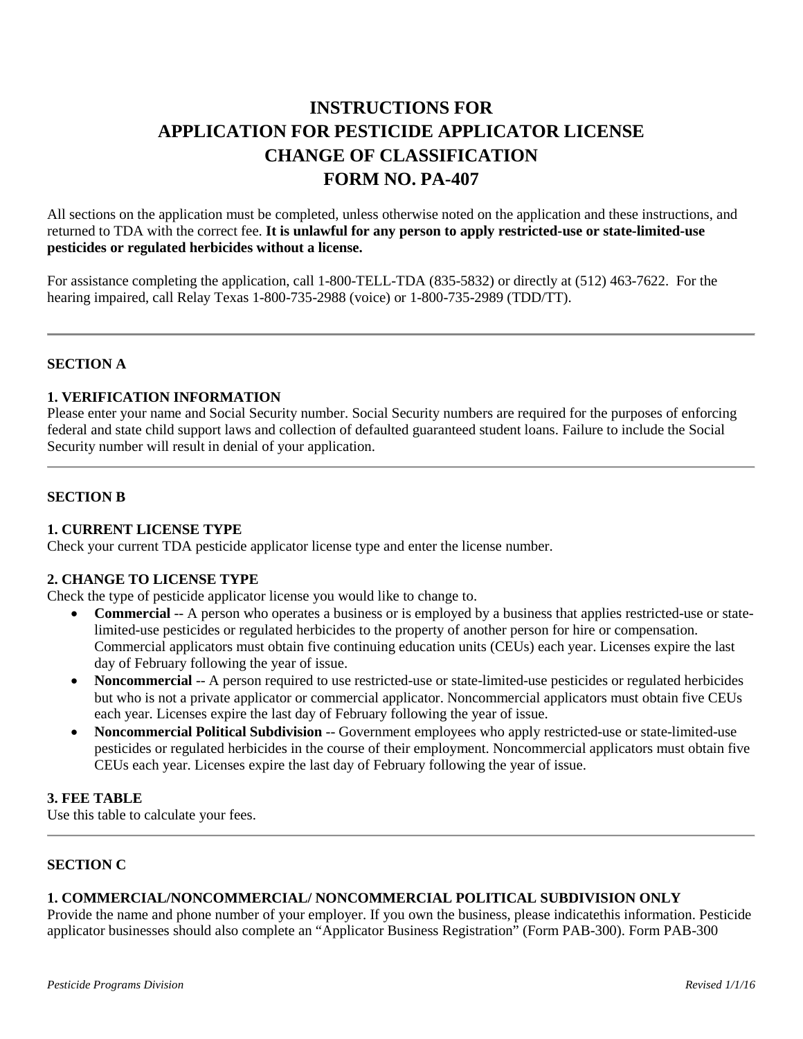# INSTRUCTIONS FOR
# APPLICATION FOR PESTICIDE APPLICATOR LICENSE
# CHANGE OF CLASSIFICATION
# FORM NO. PA-407

All sections on the application must be completed, unless otherwise noted on the application and these instructions, and returned to TDA with the correct fee. **It is unlawful for any person to apply restricted-use or state-limited-use pesticides or regulated herbicides without a license.**

For assistance completing the application, call 1-800-TELL-TDA (835-5832) or directly at (512) 463-7622. For the hearing impaired, call Relay Texas 1-800-735-2988 (voice) or 1-800-735-2989 (TDD/TT).

---

## SECTION A

### 1. VERIFICATION INFORMATION

Please enter your name and Social Security number. Social Security numbers are required for the purposes of enforcing federal and state child support laws and collection of defaulted guaranteed student loans. Failure to include the Social Security number will result in denial of your application.

---

## SECTION B

### 1. CURRENT LICENSE TYPE

Check your current TDA pesticide applicator license type and enter the license number.

### 2. CHANGE TO LICENSE TYPE

Check the type of pesticide applicator license you would like to change to.

- **Commercial** -- A person who operates a business or is employed by a business that applies restricted-use or state-limited-use pesticides or regulated herbicides to the property of another person for hire or compensation. Commercial applicators must obtain five continuing education units (CEUs) each year. Licenses expire the last day of February following the year of issue.
- **Noncommercial** -- A person required to use restricted-use or state-limited-use pesticides or regulated herbicides but who is not a private applicator or commercial applicator. Noncommercial applicators must obtain five CEUs each year. Licenses expire the last day of February following the year of issue.
- **Noncommercial Political Subdivision** -- Government employees who apply restricted-use or state-limited-use pesticides or regulated herbicides in the course of their employment. Noncommercial applicators must obtain five CEUs each year. Licenses expire the last day of February following the year of issue.

### 3. FEE TABLE

Use this table to calculate your fees.

---

## SECTION C

### 1. COMMERCIAL/NONCOMMERCIAL/ NONCOMMERCIAL POLITICAL SUBDIVISION ONLY

Provide the name and phone number of your employer. If you own the business, please indicatethis information. Pesticide applicator businesses should also complete an “Applicator Business Registration” (Form PAB-300). Form PAB-300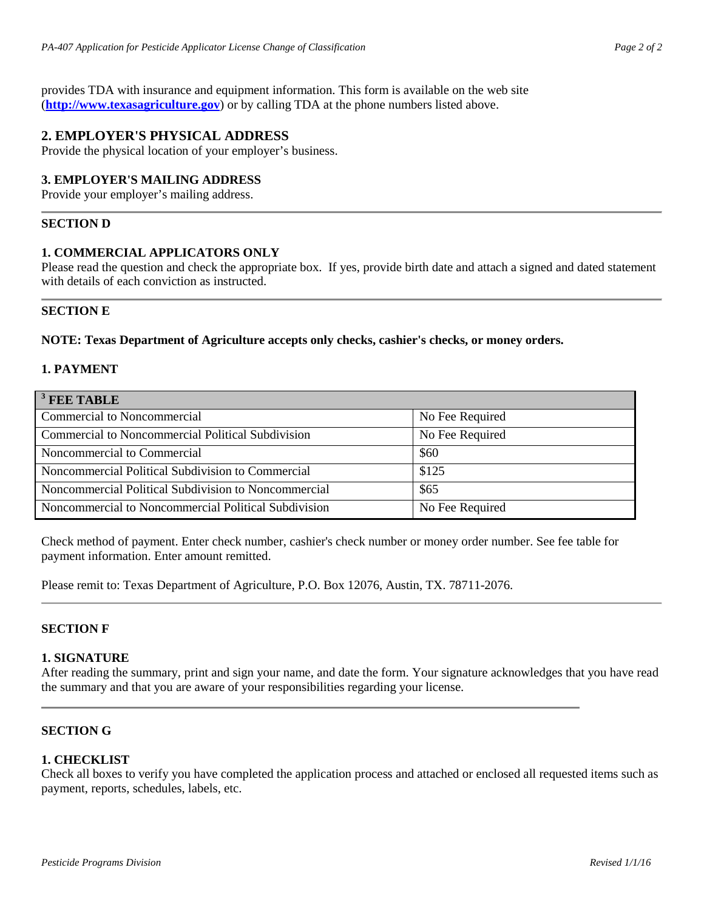provides TDA with insurance and equipment information. This form is available on the web site (**http://www.texasagriculture.gov**) or by calling TDA at the phone numbers listed above.

## 2. EMPLOYER'S PHYSICAL ADDRESS

Provide the physical location of your employer's business.

### 3. EMPLOYER'S MAILING ADDRESS

Provide your employer's mailing address.

---

### SECTION D

### 1. COMMERCIAL APPLICATORS ONLY

Please read the question and check the appropriate box. If yes, provide birth date and attach a signed and dated statement with details of each conviction as instructed.

---

### SECTION E

**NOTE: Texas Department of Agriculture accepts only checks, cashier's checks, or money orders.**

### 1. PAYMENT

| [3] FEE TABLE | |
|---|---|
| Commercial to Noncommercial | No Fee Required |
| Commercial to Noncommercial Political Subdivision | No Fee Required |
| Noncommercial to Commercial | $60 |
| Noncommercial Political Subdivision to Commercial | $125 |
| Noncommercial Political Subdivision to Noncommercial | $65 |
| Noncommercial to Noncommercial Political Subdivision | No Fee Required |

Check method of payment. Enter check number, cashier's check number or money order number. See fee table for payment information. Enter amount remitted.

Please remit to: Texas Department of Agriculture, P.O. Box 12076, Austin, TX. 78711-2076.

---

### SECTION F

### 1. SIGNATURE

After reading the summary, print and sign your name, and date the form. Your signature acknowledges that you have read the summary and that you are aware of your responsibilities regarding your license.

---

### SECTION G

### 1. CHECKLIST

Check all boxes to verify you have completed the application process and attached or enclosed all requested items such as payment, reports, schedules, labels, etc.